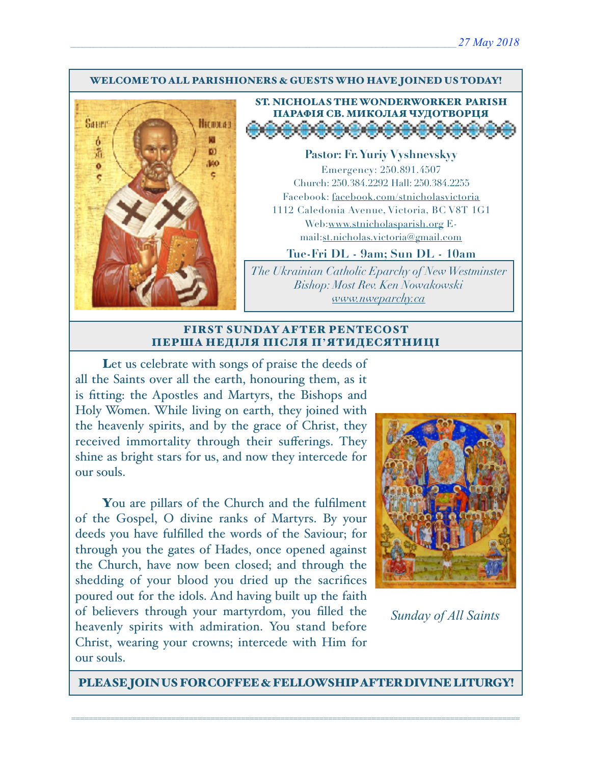*27 May 2018*

**WELCOME TO ALL PARISHIONERS & GUESTS WHO HAVE JOINED US TODAY!**

## ST. NICHOLAS THE WONDERWORKER PARISH
## ПАРАФІЯ СВ. МИКОЛАЯ ЧУДОТВОРЦЯ

**Pastor: Fr. Yuriy Vyshnevskyy**

Emergency: 250.891.4507
Church: 250.384.2292 Hall: 250.384.2255
Facebook: facebook.com/stnicholasvictoria
1112 Caledonia Avenue, Victoria, BC V8T 1G1
Web:www.stnicholasparish.org E-mail:st.nicholas.victoria@gmail.com

**Tue-Fri DL - 9am; Sun DL - 10am**

*The Ukrainian Catholic Eparchy of New Westminster*
*Bishop: Most Rev. Ken Nowakowski*
*www.nweparchy.ca*

## FIRST SUNDAY AFTER PENTECOST
## ПЕРША НЕДІЛЯ ПІСЛЯ П'ЯТИДЕСЯТНИЦІ

**L**et us celebrate with songs of praise the deeds of all the Saints over all the earth, honouring them, as it is fitting: the Apostles and Martyrs, the Bishops and Holy Women. While living on earth, they joined with the heavenly spirits, and by the grace of Christ, they received immortality through their sufferings. They shine as bright stars for us, and now they intercede for our souls.

**Y**ou are pillars of the Church and the fulfilment of the Gospel, O divine ranks of Martyrs. By your deeds you have fulfilled the words of the Saviour; for through you the gates of Hades, once opened against the Church, have now been closed; and through the shedding of your blood you dried up the sacrifices poured out for the idols. And having built up the faith of believers through your martyrdom, you filled the heavenly spirits with admiration. You stand before Christ, wearing your crowns; intercede with Him for our souls.

*Sunday of All Saints*

**PLEASE JOIN US FOR COFFEE & FELLOWSHIP AFTER DIVINE LITURGY!**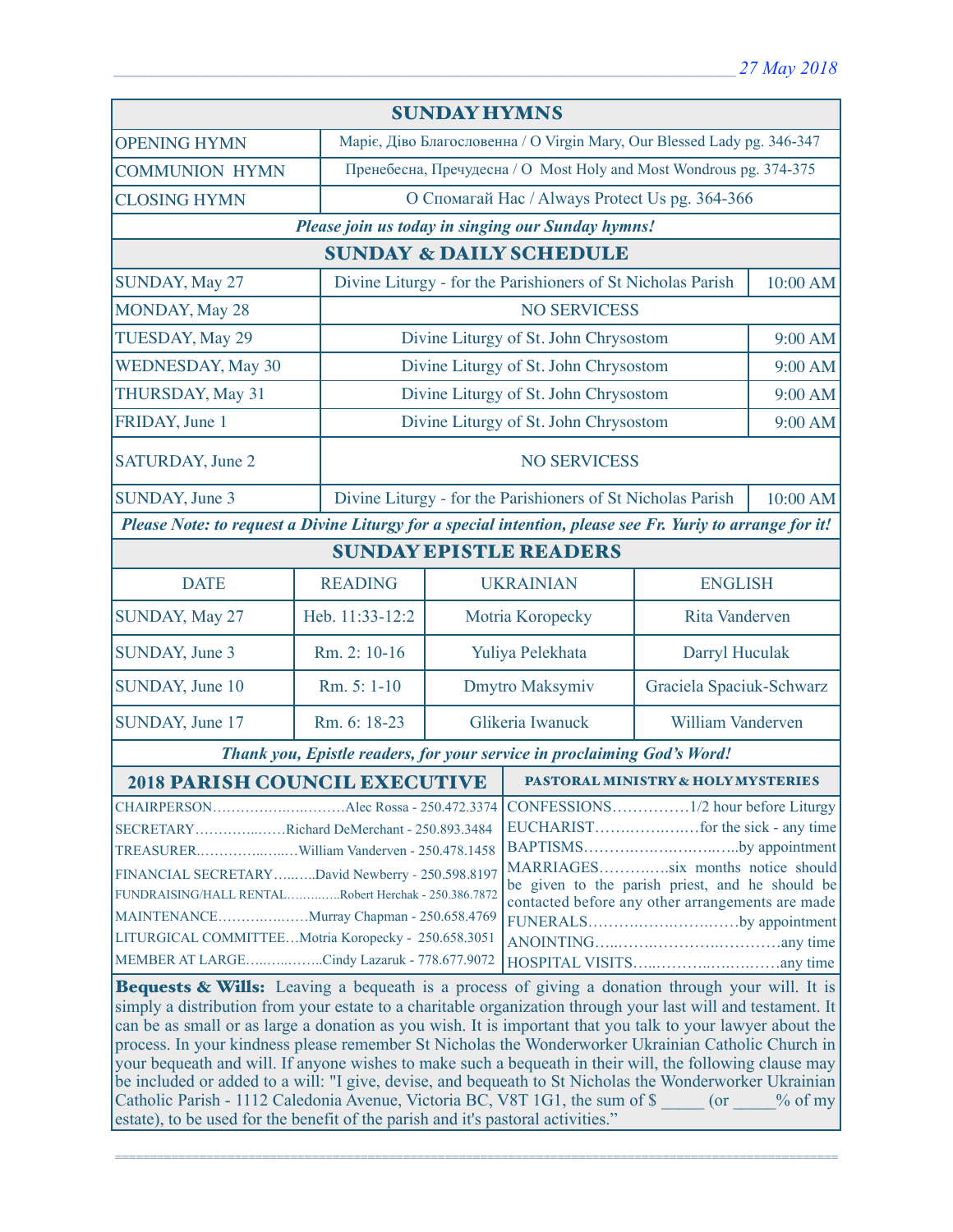## SUNDAY HYMNS

| | |
|---|---|
| OPENING HYMN | Маріє, Діво Благословенна / O Virgin Mary, Our Blessed Lady pg. 346-347 |
| COMMUNION HYMN | Пренебесна, Пречудесна / O Most Holy and Most Wondrous pg. 374-375 |
| CLOSING HYMN | О Спомагай Нас / Always Protect Us pg. 364-366 |

***Please join us today in singing our Sunday hymns!***

## SUNDAY & DAILY SCHEDULE

| | | |
|---|---|---|
| SUNDAY, May 27 | Divine Liturgy - for the Parishioners of St Nicholas Parish | 10:00 AM |
| MONDAY, May 28 | NO SERVICESS | |
| TUESDAY, May 29 | Divine Liturgy of St. John Chrysostom | 9:00 AM |
| WEDNESDAY, May 30 | Divine Liturgy of St. John Chrysostom | 9:00 AM |
| THURSDAY, May 31 | Divine Liturgy of St. John Chrysostom | 9:00 AM |
| FRIDAY, June 1 | Divine Liturgy of St. John Chrysostom | 9:00 AM |
| SATURDAY, June 2 | NO SERVICESS | |
| SUNDAY, June 3 | Divine Liturgy - for the Parishioners of St Nicholas Parish | 10:00 AM |

***Please Note: to request a Divine Liturgy for a special intention, please see Fr. Yuriy to arrange for it!***

## SUNDAY EPISTLE READERS

| DATE | READING | UKRAINIAN | ENGLISH |
|---|---|---|---|
| SUNDAY, May 27 | Heb. 11:33-12:2 | Motria Koropecky | Rita Vanderven |
| SUNDAY, June 3 | Rm. 2: 10-16 | Yuliya Pelekhata | Darryl Huculak |
| SUNDAY, June 10 | Rm. 5: 1-10 | Dmytro Maksymiv | Graciela Spaciuk-Schwarz |
| SUNDAY, June 17 | Rm. 6: 18-23 | Glikeria Iwanuck | William Vanderven |

***Thank you, Epistle readers, for your service in proclaiming God's Word!***

## 2018 PARISH COUNCIL EXECUTIVE

CHAIRPERSON…………………………Alec Rossa - 250.472.3374
SECRETARY……………Richard DeMerchant - 250.893.3484
TREASURER………………William Vanderven - 250.478.1458
FINANCIAL SECRETARY………David Newberry - 250.598.8197
FUNDRAISING/HALL RENTAL…………Robert Herchak - 250.386.7872
MAINTENANCE………………Murray Chapman - 250.658.4769
LITURGICAL COMMITTEE…Motria Koropecky - 250.658.3051
MEMBER AT LARGE……………Cindy Lazaruk - 778.677.9072

## PASTORAL MINISTRY & HOLY MYSTERIES

CONFESSIONS……………1/2 hour before Liturgy
EUCHARIST………………for the sick - any time
BAPTISMS……………………………by appointment
MARRIAGES…………six months notice should be given to the parish priest, and he should be contacted before any other arrangements are made
FUNERALS……………………………by appointment
ANOINTING……………………………any time
HOSPITAL VISITS……………………………any time

**Bequests & Wills:** Leaving a bequeath is a process of giving a donation through your will. It is simply a distribution from your estate to a charitable organization through your last will and testament. It can be as small or as large a donation as you wish. It is important that you talk to your lawyer about the process. In your kindness please remember St Nicholas the Wonderworker Ukrainian Catholic Church in your bequeath and will. If anyone wishes to make such a bequeath in their will, the following clause may be included or added to a will: "I give, devise, and bequeath to St Nicholas the Wonderworker Ukrainian Catholic Parish - 1112 Caledonia Avenue, Victoria BC, V8T 1G1, the sum of $ _____ (or _____% of my estate), to be used for the benefit of the parish and it's pastoral activities."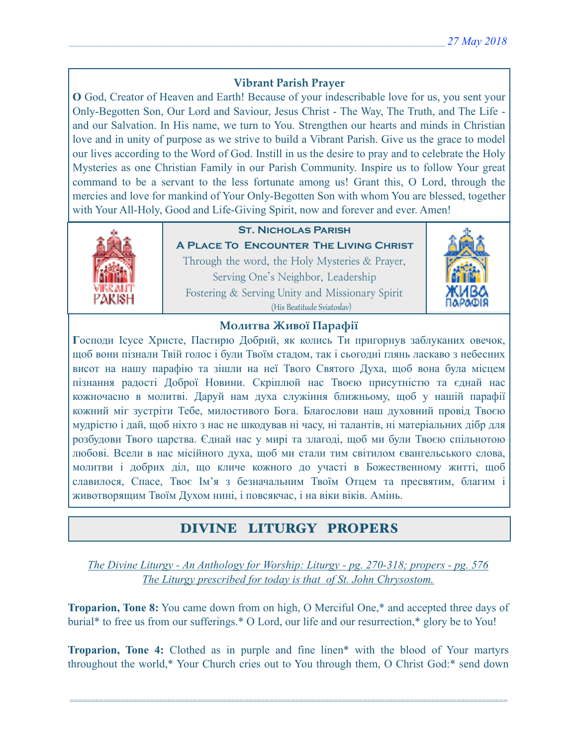### Vibrant Parish Prayer

**O** God, Creator of Heaven and Earth! Because of your indescribable love for us, you sent your Only-Begotten Son, Our Lord and Saviour, Jesus Christ - The Way, The Truth, and The Life - and our Salvation. In His name, we turn to You. Strengthen our hearts and minds in Christian love and in unity of purpose as we strive to build a Vibrant Parish. Give us the grace to model our lives according to the Word of God. Instill in us the desire to pray and to celebrate the Holy Mysteries as one Christian Family in our Parish Community. Inspire us to follow Your great command to be a servant to the less fortunate among us! Grant this, O Lord, through the mercies and love for mankind of Your Only-Begotten Son with whom You are blessed, together with Your All-Holy, Good and Life-Giving Spirit, now and forever and ever. Amen!

**St. Nicholas Parish**

**A Place To Encounter The Living Christ**

Through the word, the Holy Mysteries & Prayer,
Serving One's Neighbor, Leadership
Fostering & Serving Unity and Missionary Spirit
(His Beatitude Sviatoslav)

### Молитва Живої Парафії

**Г**осподи Ісусе Христе, Пастирю Добрий, як колись Ти пригорнув заблуканих овечок, щоб вони пізнали Твій голос і були Твоїм стадом, так і сьогодні глянь ласкаво з небесних висот на нашу парафію та зішли на неї Твого Святого Духа, щоб вона була місцем пізнання радості Доброї Новини. Скріплюй нас Твоєю присутністю та єднай нас кожночасно в молитві. Даруй нам духа служіння ближньому, щоб у нашій парафії кожний міг зустріти Тебе, милостивого Бога. Благослови наш духовний провід Твоєю мудрістю і дай, щоб ніхто з нас не шкодував ні часу, ні талантів, ні матеріальних дібр для розбудови Твого царства. Єднай нас у мирі та злагоді, щоб ми були Твоєю спільнотою любові. Всели в нас місійного духа, щоб ми стали тим світилом євангельського слова, молитви і добрих діл, що кличе кожного до участі в Божественному житті, щоб славилося, Спасе, Твоє Ім'я з безначальним Твоїм Отцем та пресвятим, благим і животворящим Твоїм Духом нині, і повсякчас, і на віки віків. Амінь.

## DIVINE LITURGY PROPERS

*The Divine Liturgy - An Anthology for Worship: Liturgy - pg. 270-318; propers - pg. 576*
*The Liturgy prescribed for today is that of St. John Chrysostom.*

**Troparion, Tone 8:** You came down from on high, O Merciful One,* and accepted three days of burial* to free us from our sufferings.* O Lord, our life and our resurrection,* glory be to You!

**Troparion, Tone 4:** Clothed as in purple and fine linen* with the blood of Your martyrs throughout the world,* Your Church cries out to You through them, O Christ God:* send down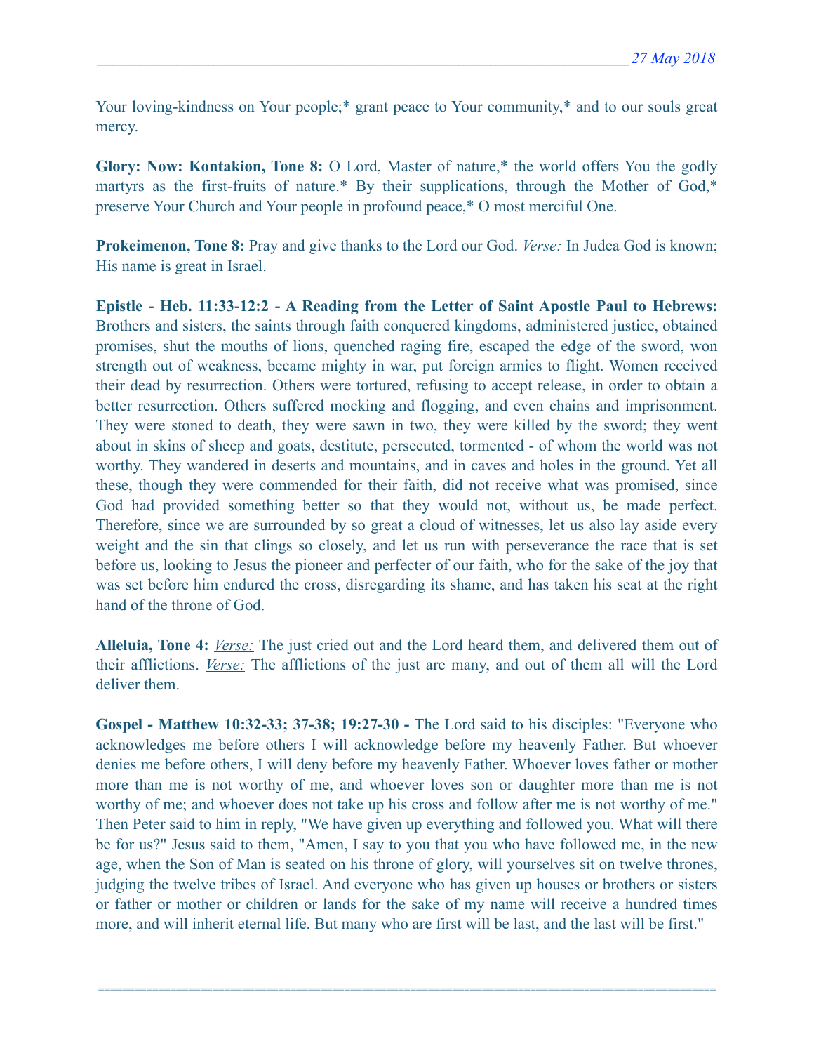Your loving-kindness on Your people;* grant peace to Your community,* and to our souls great mercy.

**Glory: Now: Kontakion, Tone 8:** O Lord, Master of nature,* the world offers You the godly martyrs as the first-fruits of nature.* By their supplications, through the Mother of God,* preserve Your Church and Your people in profound peace,* O most merciful One.

**Prokeimenon, Tone 8:** Pray and give thanks to the Lord our God. *Verse:* In Judea God is known; His name is great in Israel.

**Epistle - Heb. 11:33-12:2 - A Reading from the Letter of Saint Apostle Paul to Hebrews:** Brothers and sisters, the saints through faith conquered kingdoms, administered justice, obtained promises, shut the mouths of lions, quenched raging fire, escaped the edge of the sword, won strength out of weakness, became mighty in war, put foreign armies to flight. Women received their dead by resurrection. Others were tortured, refusing to accept release, in order to obtain a better resurrection. Others suffered mocking and flogging, and even chains and imprisonment. They were stoned to death, they were sawn in two, they were killed by the sword; they went about in skins of sheep and goats, destitute, persecuted, tormented - of whom the world was not worthy. They wandered in deserts and mountains, and in caves and holes in the ground. Yet all these, though they were commended for their faith, did not receive what was promised, since God had provided something better so that they would not, without us, be made perfect. Therefore, since we are surrounded by so great a cloud of witnesses, let us also lay aside every weight and the sin that clings so closely, and let us run with perseverance the race that is set before us, looking to Jesus the pioneer and perfecter of our faith, who for the sake of the joy that was set before him endured the cross, disregarding its shame, and has taken his seat at the right hand of the throne of God.

**Alleluia, Tone 4:** *Verse:* The just cried out and the Lord heard them, and delivered them out of their afflictions. *Verse:* The afflictions of the just are many, and out of them all will the Lord deliver them.

**Gospel - Matthew 10:32-33; 37-38; 19:27-30 -** The Lord said to his disciples: "Everyone who acknowledges me before others I will acknowledge before my heavenly Father. But whoever denies me before others, I will deny before my heavenly Father. Whoever loves father or mother more than me is not worthy of me, and whoever loves son or daughter more than me is not worthy of me; and whoever does not take up his cross and follow after me is not worthy of me." Then Peter said to him in reply, "We have given up everything and followed you. What will there be for us?" Jesus said to them, "Amen, I say to you that you who have followed me, in the new age, when the Son of Man is seated on his throne of glory, will yourselves sit on twelve thrones, judging the twelve tribes of Israel. And everyone who has given up houses or brothers or sisters or father or mother or children or lands for the sake of my name will receive a hundred times more, and will inherit eternal life. But many who are first will be last, and the last will be first."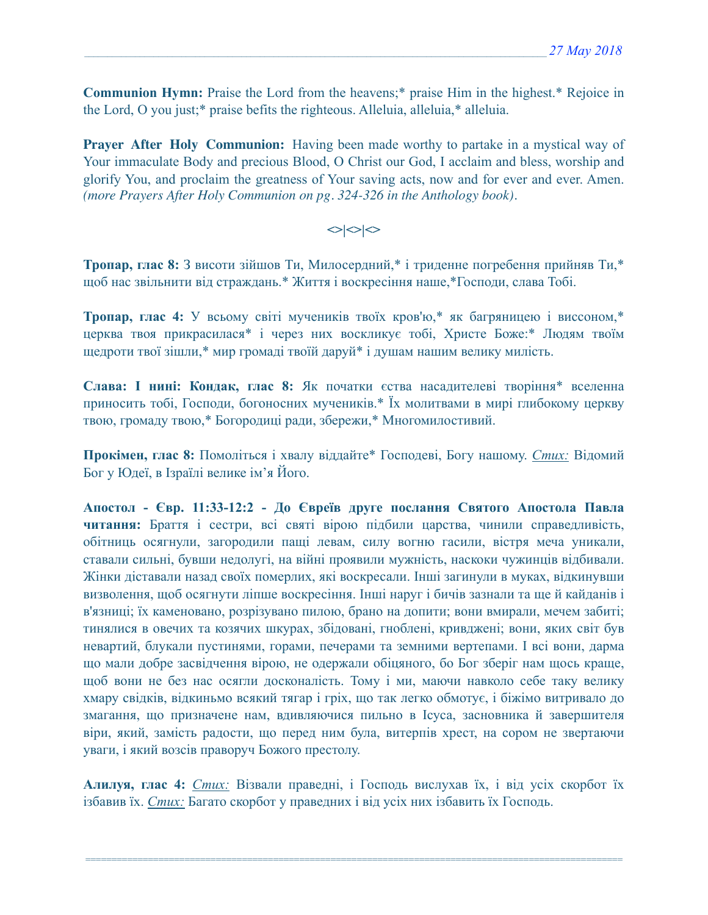**Communion Hymn:** Praise the Lord from the heavens;* praise Him in the highest.* Rejoice in the Lord, O you just;* praise befits the righteous. Alleluia, alleluia,* alleluia.

**Prayer After Holy Communion:** Having been made worthy to partake in a mystical way of Your immaculate Body and precious Blood, O Christ our God, I acclaim and bless, worship and glorify You, and proclaim the greatness of Your saving acts, now and for ever and ever. Amen. *(more Prayers After Holy Communion on pg. 324-326 in the Anthology book).*

<>|<>|<>

**Тропар, глас 8:** З висоти зійшов Ти, Милосердний,* і триденне погребення прийняв Ти,* щоб нас звільнити від страждань.* Життя і воскресіння наше,*Господи, слава Тобі.

**Тропар, глас 4:** У всьому світі мучеників твоїх кров'ю,* як багряницею і виссоном,* церква твоя прикрасилася* і через них восклицає тобі, Христе Боже:* Людям твоїм щедроти твої зішли,* мир громаді твоїй даруй* і душам нашим велику милість.

**Слава: І нині: Кондак, глас 8:** Як початки єства насадителеві творіння* вселенна приносить тобі, Господи, богоносних мучеників.* Їх молитвами в мирі глибокому церкву твою, громаду твою,* Богородиці ради, збережи,* Многомилостивий.

**Прокімен, глас 8:** Помоліться і хвалу віддайте* Господеві, Богу нашому. *Стих:* Відомий Бог у Юдеї, в Ізраїлі велике ім'я Його.

**Апостол - Євр. 11:33-12:2 - До Євреїв друге послання Святого Апостола Павла читання:** Браття і сестри, всі святі вірою підбили царства, чинили справедливість, обітниць осягнули, загородили пащі левам, силу вогню гасили, вістря меча уникали, ставали сильні, бувши недолугі, на війні проявили мужність, наскоки чужинців відбивали. Жінки діставали назад своїх померлих, які воскресали. Інші загинули в муках, відкинувши визволення, щоб осягнути ліпше воскресіння. Інші наруг і бичів зазнали та ще й кайданів і в'язниці; їх каменовано, розрізувано пилою, брано на допити; вони вмирали, мечем забиті; тинялися в овечих та козячих шкурах, збідовані, гноблені, кривджені; вони, яких світ був невартий, блукали пустинями, горами, печерами та земними вертепами. І всі вони, дарма що мали добре засвідчення вірою, не одержали обіцяного, бо Бог зберіг нам щось краще, щоб вони не без нас осягли досконалість. Тому і ми, маючи навколо себе таку велику хмару свідків, відкиньмо всякий тягар і гріх, що так легко обмотує, і біжімо витривало до змагання, що призначене нам, вдивляючися пильно в Ісуса, засновника й завершителя віри, який, замість радости, що перед ним була, витерпів хрест, на сором не звертаючи уваги, і який возсів праворуч Божого престолу.

**Алилуя, глас 4:** *Стих:* Візвали праведні, і Господь вислухав їх, і від усіх скорбот їх ізбавив їх. *Стих:* Багато скорбот у праведних і від усіх них ізбавить їх Господь.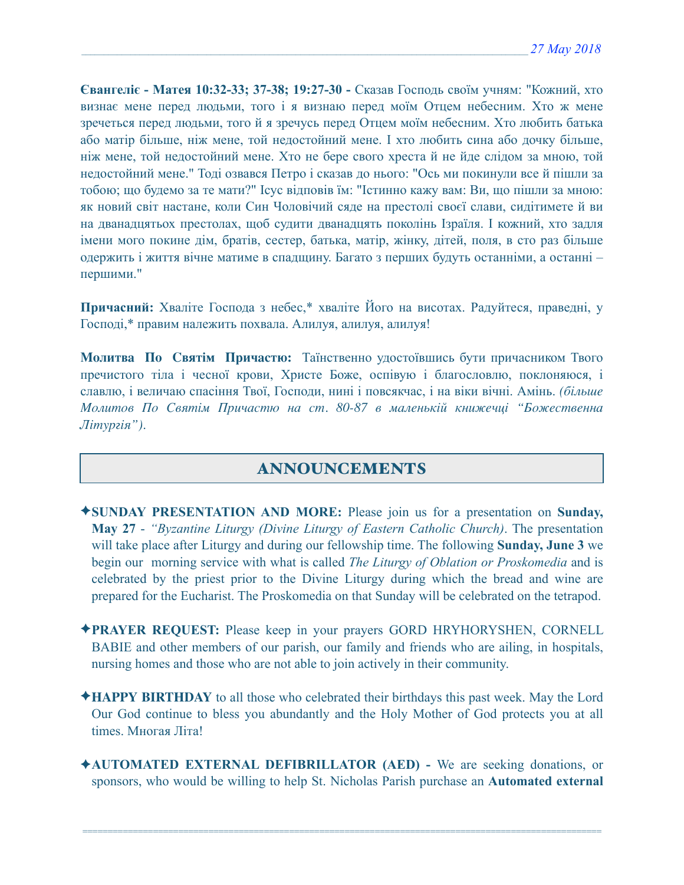**Євангеліє - Матея 10:32-33; 37-38; 19:27-30 -** Сказав Господь своїм учням: "Кожний, хто визнає мене перед людьми, того і я визнаю перед моїм Отцем небесним. Хто ж мене зречеться перед людьми, того й я зречусь перед Отцем моїм небесним. Хто любить батька або матір більше, ніж мене, той недостойний мене. І хто любить сина або дочку більше, ніж мене, той недостойний мене. Хто не бере свого хреста й не йде слідом за мною, той недостойний мене." Тоді озвався Петро і сказав до нього: "Ось ми покинули все й пішли за тобою; що будемо за те мати?" Ісус відповів їм: "Істинно кажу вам: Ви, що пішли за мною: як новий світ настане, коли Син Чоловічий сяде на престолі своєї слави, сидітимете й ви на дванадцятьох престолах, щоб судити дванадцять поколінь Ізраїля. І кожний, хто задля імени мого покине дім, братів, сестер, батька, матір, жінку, дітей, поля, в сто раз більше одержить і життя вічне матиме в спадщину. Багато з перших будуть останніми, а останні – першими."

**Причасний:** Хваліте Господа з небес,* хваліте Його на висотах. Радуйтеся, праведні, у Господі,* правим належить похвала. Алилуя, алилуя, алилуя!

**Молитва По Святім Причастю:** Таїнственно удостоївшись бути причасником Твого пречистого тіла і чесної крови, Христе Боже, оспівую і благословлю, поклоняюся, і славлю, і величаю спасіння Твої, Господи, нині і повсякчас, і на віки вічні. Амінь. *(більше Молитов По Святім Причастю на ст. 80-87 в маленькій книжечці "Божественна Літургія").*

## ANNOUNCEMENTS

✦**SUNDAY PRESENTATION AND MORE:** Please join us for a presentation on **Sunday, May 27** - *"Byzantine Liturgy (Divine Liturgy of Eastern Catholic Church)*. The presentation will take place after Liturgy and during our fellowship time. The following **Sunday, June 3** we begin our morning service with what is called *The Liturgy of Oblation or Proskomedia* and is celebrated by the priest prior to the Divine Liturgy during which the bread and wine are prepared for the Eucharist. The Proskomedia on that Sunday will be celebrated on the tetrapod.

✦**PRAYER REQUEST:** Please keep in your prayers GORD HRYHORYSHEN, CORNELL BABIE and other members of our parish, our family and friends who are ailing, in hospitals, nursing homes and those who are not able to join actively in their community.

✦**HAPPY BIRTHDAY** to all those who celebrated their birthdays this past week. May the Lord Our God continue to bless you abundantly and the Holy Mother of God protects you at all times. Многая Літа!

✦**AUTOMATED EXTERNAL DEFIBRILLATOR (AED) -** We are seeking donations, or sponsors, who would be willing to help St. Nicholas Parish purchase an **Automated external**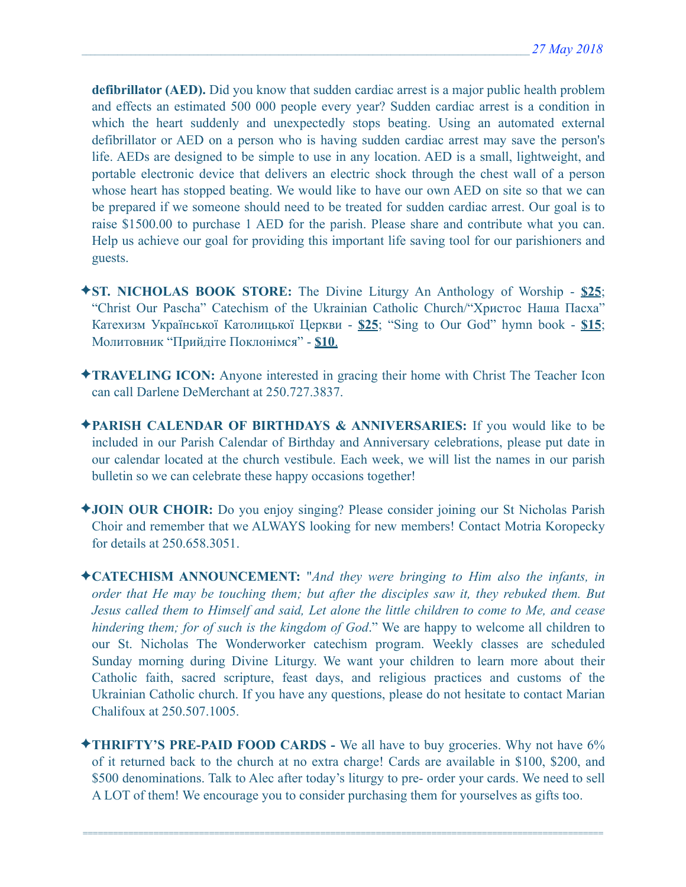**defibrillator (AED).** Did you know that sudden cardiac arrest is a major public health problem and effects an estimated 500 000 people every year? Sudden cardiac arrest is a condition in which the heart suddenly and unexpectedly stops beating. Using an automated external defibrillator or AED on a person who is having sudden cardiac arrest may save the person's life. AEDs are designed to be simple to use in any location. AED is a small, lightweight, and portable electronic device that delivers an electric shock through the chest wall of a person whose heart has stopped beating. We would like to have our own AED on site so that we can be prepared if we someone should need to be treated for sudden cardiac arrest. Our goal is to raise $1500.00 to purchase 1 AED for the parish. Please share and contribute what you can. Help us achieve our goal for providing this important life saving tool for our parishioners and guests.

✦**ST. NICHOLAS BOOK STORE:** The Divine Liturgy An Anthology of Worship - **$25**; "Christ Our Pascha" Catechism of the Ukrainian Catholic Church/"Христос Наша Пасха" Катехизм Української Католицької Церкви - **$25**; "Sing to Our God" hymn book - **$15**; Молитовник "Прийдіте Поклонімся" - **$10**.

✦**TRAVELING ICON:** Anyone interested in gracing their home with Christ The Teacher Icon can call Darlene DeMerchant at 250.727.3837.

✦**PARISH CALENDAR OF BIRTHDAYS & ANNIVERSARIES:** If you would like to be included in our Parish Calendar of Birthday and Anniversary celebrations, please put date in our calendar located at the church vestibule. Each week, we will list the names in our parish bulletin so we can celebrate these happy occasions together!

✦**JOIN OUR CHOIR:** Do you enjoy singing? Please consider joining our St Nicholas Parish Choir and remember that we ALWAYS looking for new members! Contact Motria Koropecky for details at 250.658.3051.

✦**CATECHISM ANNOUNCEMENT:** "*And they were bringing to Him also the infants, in order that He may be touching them; but after the disciples saw it, they rebuked them. But Jesus called them to Himself and said, Let alone the little children to come to Me, and cease hindering them; for of such is the kingdom of God*." We are happy to welcome all children to our St. Nicholas The Wonderworker catechism program. Weekly classes are scheduled Sunday morning during Divine Liturgy. We want your children to learn more about their Catholic faith, sacred scripture, feast days, and religious practices and customs of the Ukrainian Catholic church. If you have any questions, please do not hesitate to contact Marian Chalifoux at 250.507.1005.

✦**THRIFTY'S PRE-PAID FOOD CARDS -** We all have to buy groceries. Why not have 6% of it returned back to the church at no extra charge! Cards are available in $100, $200, and $500 denominations. Talk to Alec after today's liturgy to pre- order your cards. We need to sell A LOT of them! We encourage you to consider purchasing them for yourselves as gifts too.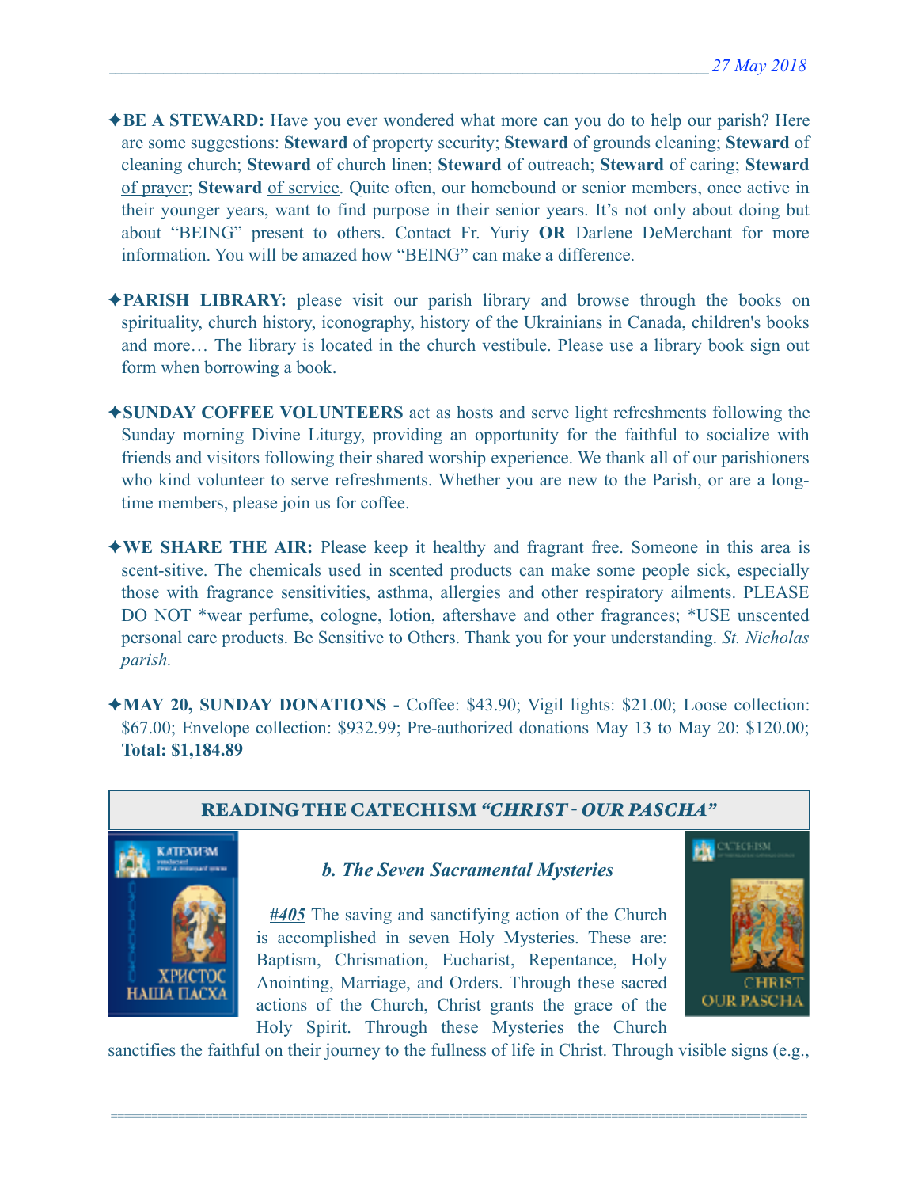✦**BE A STEWARD:** Have you ever wondered what more can you do to help our parish? Here are some suggestions: **Steward** of property security; **Steward** of grounds cleaning; **Steward** of cleaning church; **Steward** of church linen; **Steward** of outreach; **Steward** of caring; **Steward** of prayer; **Steward** of service. Quite often, our homebound or senior members, once active in their younger years, want to find purpose in their senior years. It's not only about doing but about "BEING" present to others. Contact Fr. Yuriy **OR** Darlene DeMerchant for more information. You will be amazed how "BEING" can make a difference.

✦**PARISH LIBRARY:** please visit our parish library and browse through the books on spirituality, church history, iconography, history of the Ukrainians in Canada, children's books and more… The library is located in the church vestibule. Please use a library book sign out form when borrowing a book.

✦**SUNDAY COFFEE VOLUNTEERS** act as hosts and serve light refreshments following the Sunday morning Divine Liturgy, providing an opportunity for the faithful to socialize with friends and visitors following their shared worship experience. We thank all of our parishioners who kind volunteer to serve refreshments. Whether you are new to the Parish, or are a long-time members, please join us for coffee.

✦**WE SHARE THE AIR:** Please keep it healthy and fragrant free. Someone in this area is scent-sitive. The chemicals used in scented products can make some people sick, especially those with fragrance sensitivities, asthma, allergies and other respiratory ailments. PLEASE DO NOT *wear perfume, cologne, lotion, aftershave and other fragrances; *USE unscented personal care products. Be Sensitive to Others. Thank you for your understanding. *St. Nicholas parish.*

✦**MAY 20, SUNDAY DONATIONS -** Coffee: $43.90; Vigil lights: $21.00; Loose collection: $67.00; Envelope collection: $932.99; Pre-authorized donations May 13 to May 20: $120.00; **Total: $1,184.89**

## READING THE CATECHISM *"CHRIST - OUR PASCHA"*

### *b. The Seven Sacramental Mysteries*

***#405*** The saving and sanctifying action of the Church is accomplished in seven Holy Mysteries. These are: Baptism, Chrismation, Eucharist, Repentance, Holy Anointing, Marriage, and Orders. Through these sacred actions of the Church, Christ grants the grace of the Holy Spirit. Through these Mysteries the Church sanctifies the faithful on their journey to the fullness of life in Christ. Through visible signs (e.g.,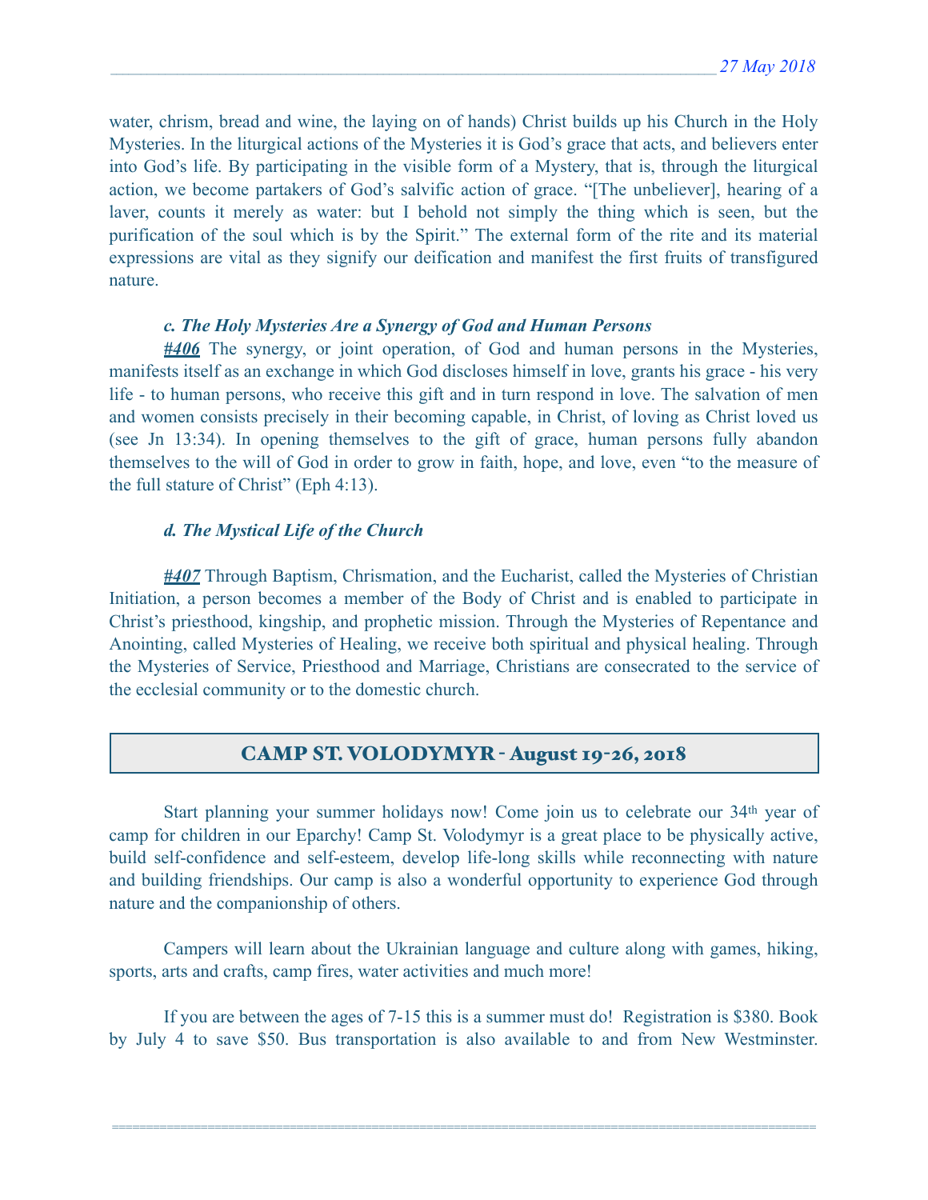water, chrism, bread and wine, the laying on of hands) Christ builds up his Church in the Holy Mysteries. In the liturgical actions of the Mysteries it is God's grace that acts, and believers enter into God's life. By participating in the visible form of a Mystery, that is, through the liturgical action, we become partakers of God's salvific action of grace. "[The unbeliever], hearing of a laver, counts it merely as water: but I behold not simply the thing which is seen, but the purification of the soul which is by the Spirit." The external form of the rite and its material expressions are vital as they signify our deification and manifest the first fruits of transfigured nature.

### *c. The Holy Mysteries Are a Synergy of God and Human Persons*

***#406*** The synergy, or joint operation, of God and human persons in the Mysteries, manifests itself as an exchange in which God discloses himself in love, grants his grace - his very life - to human persons, who receive this gift and in turn respond in love. The salvation of men and women consists precisely in their becoming capable, in Christ, of loving as Christ loved us (see Jn 13:34). In opening themselves to the gift of grace, human persons fully abandon themselves to the will of God in order to grow in faith, hope, and love, even "to the measure of the full stature of Christ" (Eph 4:13).

### *d. The Mystical Life of the Church*

***#407*** Through Baptism, Chrismation, and the Eucharist, called the Mysteries of Christian Initiation, a person becomes a member of the Body of Christ and is enabled to participate in Christ's priesthood, kingship, and prophetic mission. Through the Mysteries of Repentance and Anointing, called Mysteries of Healing, we receive both spiritual and physical healing. Through the Mysteries of Service, Priesthood and Marriage, Christians are consecrated to the service of the ecclesial community or to the domestic church.

## CAMP ST. VOLODYMYR - August 19-26, 2018

Start planning your summer holidays now! Come join us to celebrate our 34th year of camp for children in our Eparchy! Camp St. Volodymyr is a great place to be physically active, build self-confidence and self-esteem, develop life-long skills while reconnecting with nature and building friendships. Our camp is also a wonderful opportunity to experience God through nature and the companionship of others.

Campers will learn about the Ukrainian language and culture along with games, hiking, sports, arts and crafts, camp fires, water activities and much more!

If you are between the ages of 7-15 this is a summer must do! Registration is $380. Book by July 4 to save $50. Bus transportation is also available to and from New Westminster.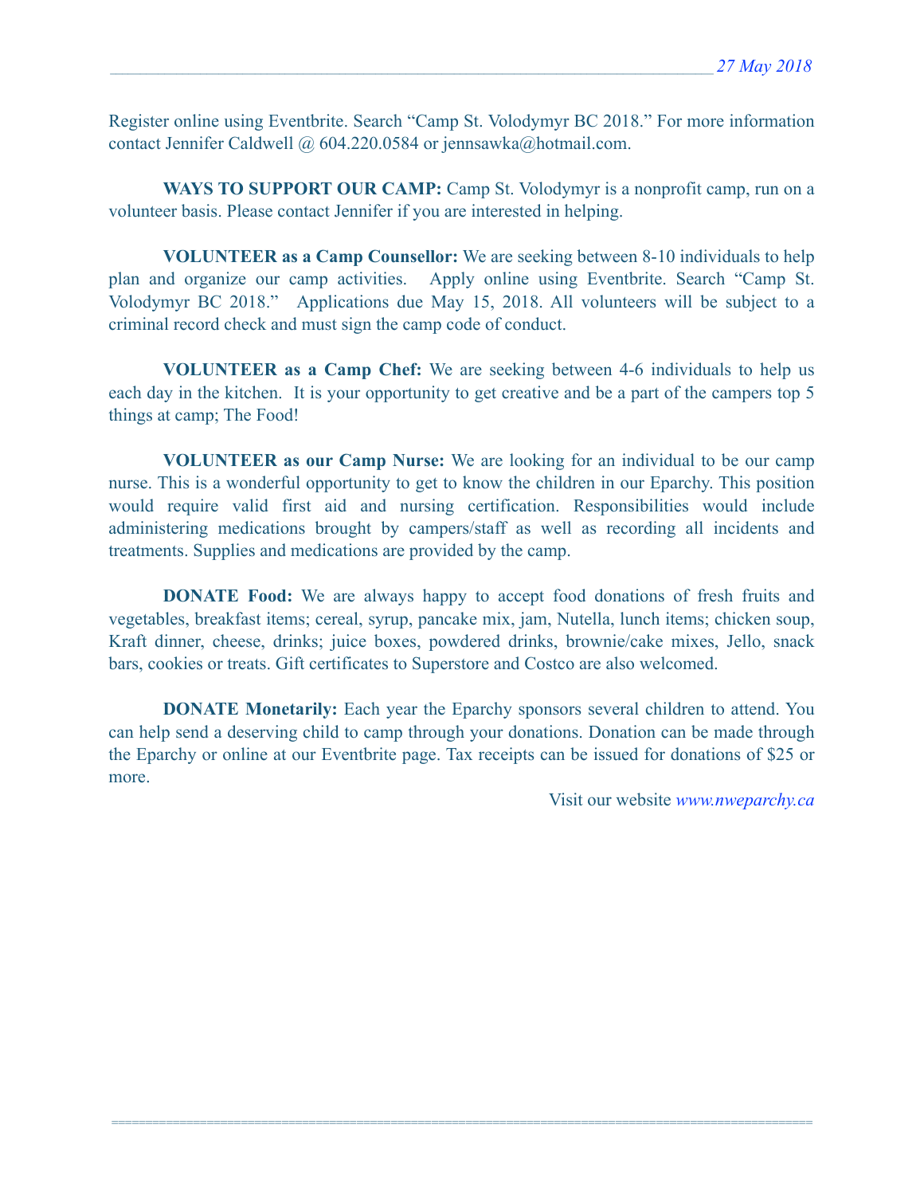Register online using Eventbrite. Search "Camp St. Volodymyr BC 2018." For more information contact Jennifer Caldwell @ 604.220.0584 or jennsawka@hotmail.com.

**WAYS TO SUPPORT OUR CAMP:** Camp St. Volodymyr is a nonprofit camp, run on a volunteer basis. Please contact Jennifer if you are interested in helping.

**VOLUNTEER as a Camp Counsellor:** We are seeking between 8-10 individuals to help plan and organize our camp activities. Apply online using Eventbrite. Search "Camp St. Volodymyr BC 2018." Applications due May 15, 2018. All volunteers will be subject to a criminal record check and must sign the camp code of conduct.

**VOLUNTEER as a Camp Chef:** We are seeking between 4-6 individuals to help us each day in the kitchen. It is your opportunity to get creative and be a part of the campers top 5 things at camp; The Food!

**VOLUNTEER as our Camp Nurse:** We are looking for an individual to be our camp nurse. This is a wonderful opportunity to get to know the children in our Eparchy. This position would require valid first aid and nursing certification. Responsibilities would include administering medications brought by campers/staff as well as recording all incidents and treatments. Supplies and medications are provided by the camp.

**DONATE Food:** We are always happy to accept food donations of fresh fruits and vegetables, breakfast items; cereal, syrup, pancake mix, jam, Nutella, lunch items; chicken soup, Kraft dinner, cheese, drinks; juice boxes, powdered drinks, brownie/cake mixes, Jello, snack bars, cookies or treats. Gift certificates to Superstore and Costco are also welcomed.

**DONATE Monetarily:** Each year the Eparchy sponsors several children to attend. You can help send a deserving child to camp through your donations. Donation can be made through the Eparchy or online at our Eventbrite page. Tax receipts can be issued for donations of $25 or more.

Visit our website *www.nweparchy.ca*